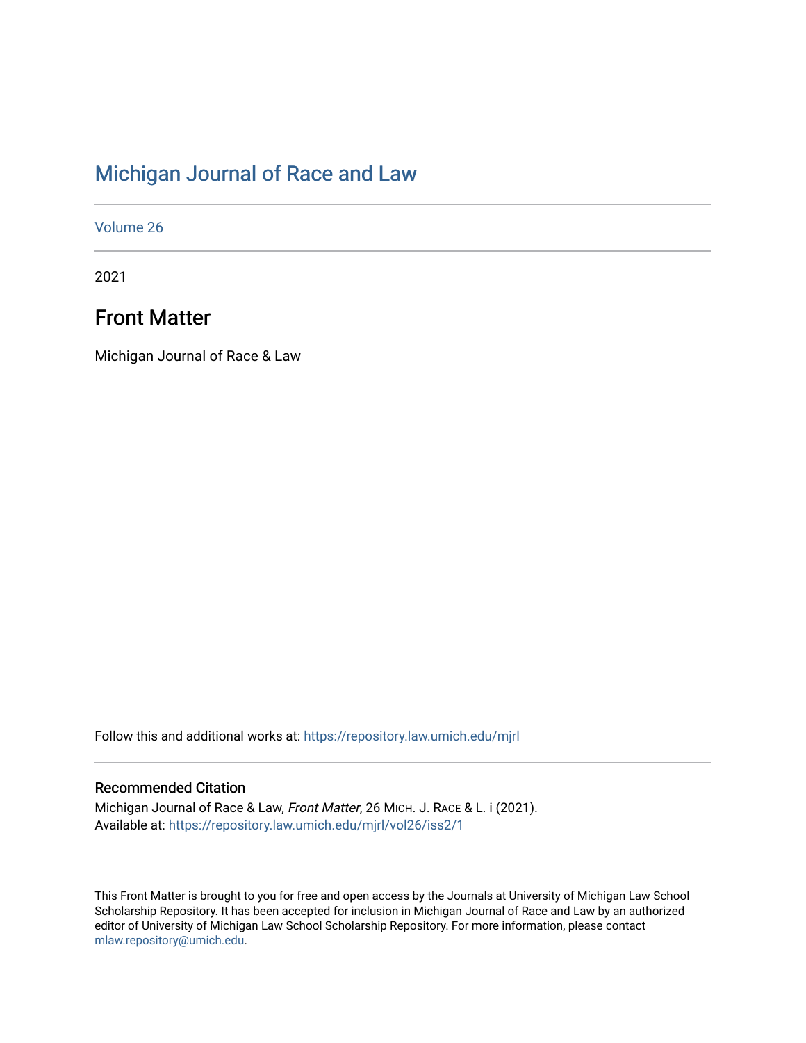# Michigan Journal of Race and Law

Volume 26

2021

## Front Matter

Michigan Journal of Race & Law

Follow this and additional works at: https://repository.law.umich.edu/mjrl

### Recommended Citation

Michigan Journal of Race & Law, *Front Matter*, 26 MICH. J. RACE & L. i (2021).
Available at: https://repository.law.umich.edu/mjrl/vol26/iss2/1

This Front Matter is brought to you for free and open access by the Journals at University of Michigan Law School Scholarship Repository. It has been accepted for inclusion in Michigan Journal of Race and Law by an authorized editor of University of Michigan Law School Scholarship Repository. For more information, please contact mlaw.repository@umich.edu.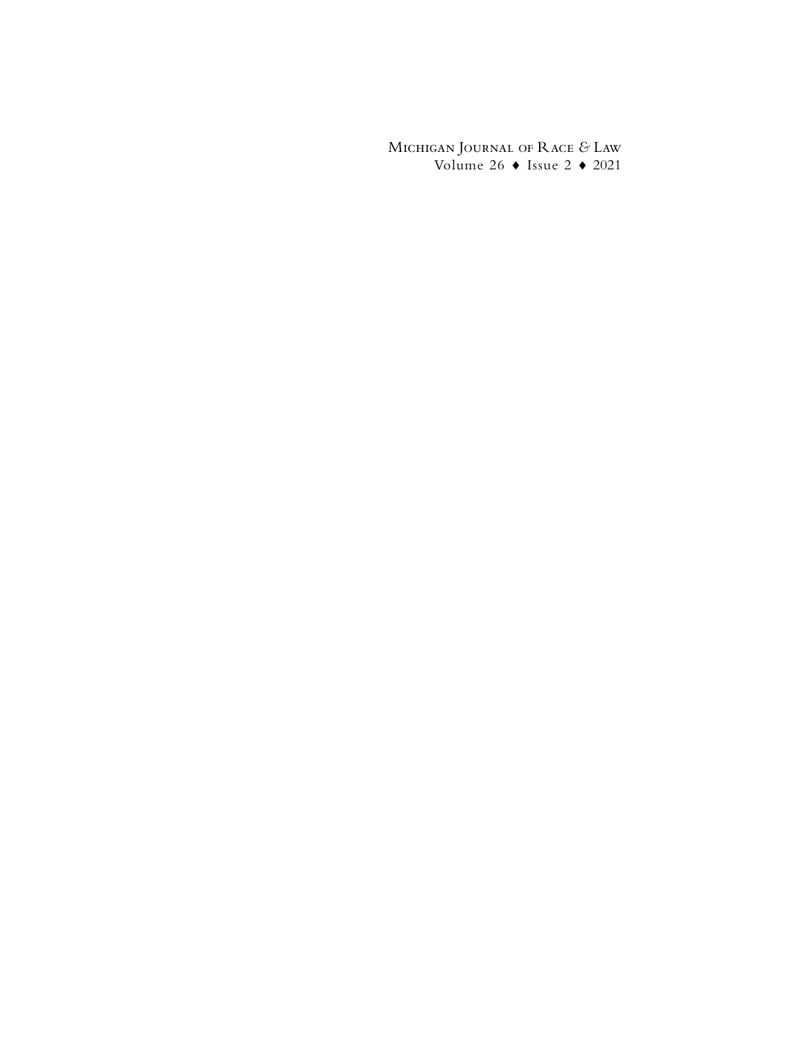Michigan Journal of Race & Law
Volume 26 ♦ Issue 2 ♦ 2021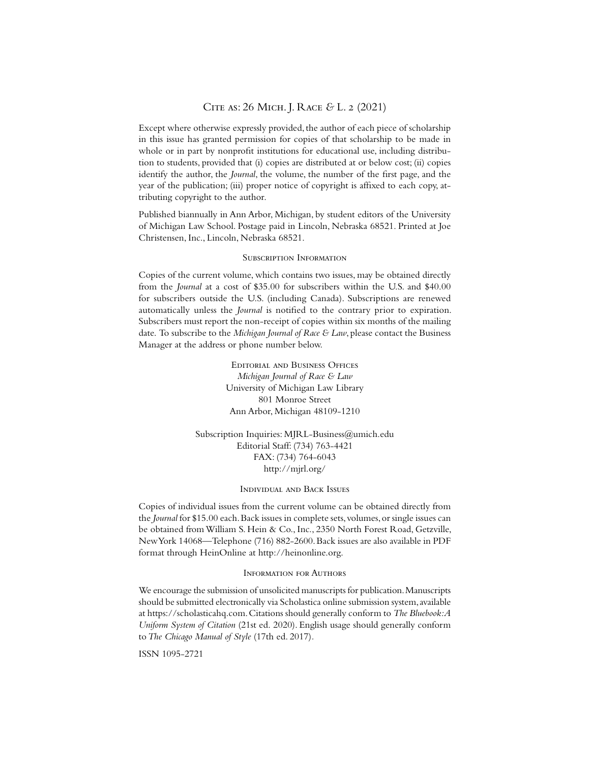Cite as: 26 Mich. J. Race & L. 2 (2021)

Except where otherwise expressly provided, the author of each piece of scholarship in this issue has granted permission for copies of that scholarship to be made in whole or in part by nonprofit institutions for educational use, including distribution to students, provided that (i) copies are distributed at or below cost; (ii) copies identify the author, the *Journal*, the volume, the number of the first page, and the year of the publication; (iii) proper notice of copyright is affixed to each copy, attributing copyright to the author.

Published biannually in Ann Arbor, Michigan, by student editors of the University of Michigan Law School. Postage paid in Lincoln, Nebraska 68521. Printed at Joe Christensen, Inc., Lincoln, Nebraska 68521.

## Subscription Information

Copies of the current volume, which contains two issues, may be obtained directly from the *Journal* at a cost of $35.00 for subscribers within the U.S. and $40.00 for subscribers outside the U.S. (including Canada). Subscriptions are renewed automatically unless the *Journal* is notified to the contrary prior to expiration. Subscribers must report the non-receipt of copies within six months of the mailing date. To subscribe to the *Michigan Journal of Race & Law*, please contact the Business Manager at the address or phone number below.

Editorial and Business Offices
*Michigan Journal of Race & Law*
University of Michigan Law Library
801 Monroe Street
Ann Arbor, Michigan 48109-1210

Subscription Inquiries: MJRL-Business@umich.edu
Editorial Staff: (734) 763-4421
FAX: (734) 764-6043
http://mjrl.org/

## Individual and Back Issues

Copies of individual issues from the current volume can be obtained directly from the *Journal* for $15.00 each. Back issues in complete sets, volumes, or single issues can be obtained from William S. Hein & Co., Inc., 2350 North Forest Road, Getzville, New York 14068—Telephone (716) 882-2600. Back issues are also available in PDF format through HeinOnline at http://heinonline.org.

## Information for Authors

We encourage the submission of unsolicited manuscripts for publication. Manuscripts should be submitted electronically via Scholastica online submission system, available at https://scholasticahq.com. Citations should generally conform to *The Bluebook: A Uniform System of Citation* (21st ed. 2020). English usage should generally conform to *The Chicago Manual of Style* (17th ed. 2017).

ISSN 1095-2721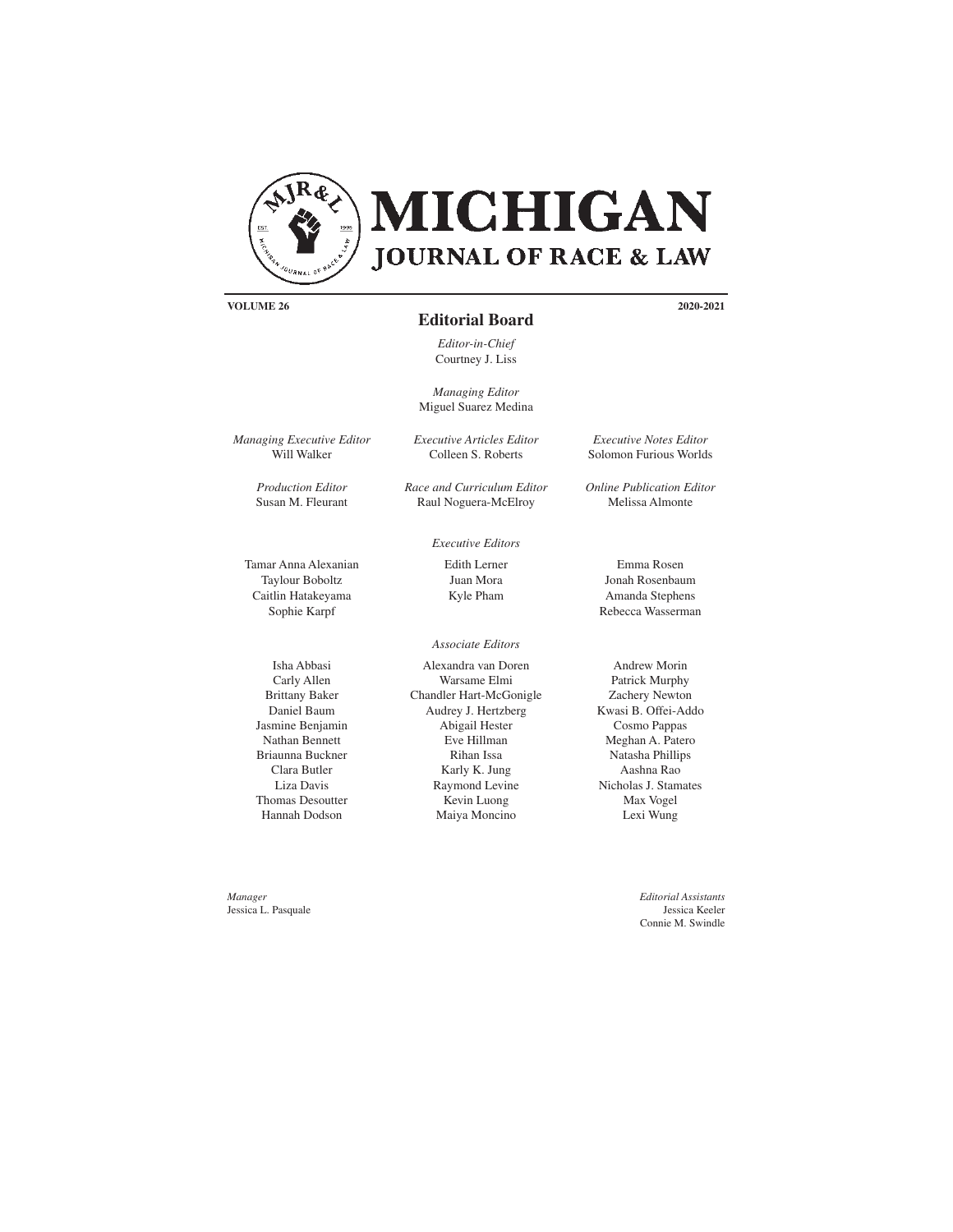# MICHIGAN JOURNAL OF RACE & LAW

**VOLUME 26** **2020-2021**

## Editorial Board

*Editor-in-Chief*
Courtney J. Liss

*Managing Editor*
Miguel Suarez Medina

*Managing Executive Editor*
Will Walker

*Executive Articles Editor*
Colleen S. Roberts

*Executive Notes Editor*
Solomon Furious Worlds

*Production Editor*
Susan M. Fleurant

*Race and Curriculum Editor*
Raul Noguera-McElroy

*Online Publication Editor*
Melissa Almonte

*Executive Editors*

Tamar Anna Alexanian
Taylour Boboltz
Caitlin Hatakeyama
Sophie Karpf
Edith Lerner
Juan Mora
Kyle Pham
Emma Rosen
Jonah Rosenbaum
Amanda Stephens
Rebecca Wasserman

*Associate Editors*

Isha Abbasi
Carly Allen
Brittany Baker
Daniel Baum
Jasmine Benjamin
Nathan Bennett
Briaunna Buckner
Clara Butler
Liza Davis
Thomas Desoutter
Hannah Dodson
Alexandra van Doren
Warsame Elmi
Chandler Hart-McGonigle
Audrey J. Hertzberg
Abigail Hester
Eve Hillman
Rihan Issa
Karly K. Jung
Raymond Levine
Kevin Luong
Maiya Moncino
Andrew Morin
Patrick Murphy
Zachery Newton
Kwasi B. Offei-Addo
Cosmo Pappas
Meghan A. Patero
Natasha Phillips
Aashna Rao
Nicholas J. Stamates
Max Vogel
Lexi Wung

*Manager*
Jessica L. Pasquale

*Editorial Assistants*
Jessica Keeler
Connie M. Swindle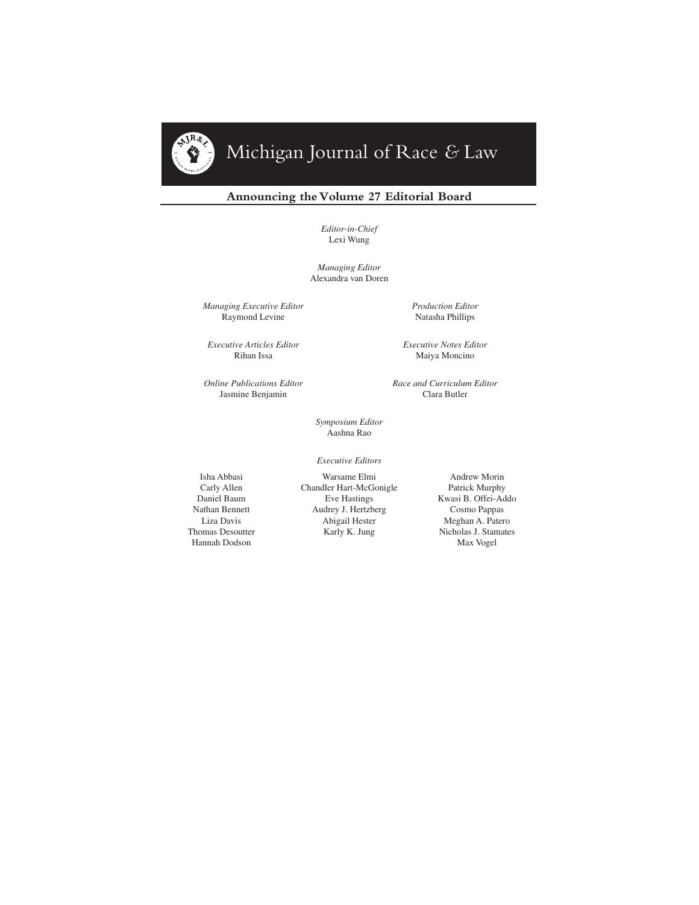# Michigan Journal of Race & Law

## Announcing the Volume 27 Editorial Board

*Editor-in-Chief*
Lexi Wung

*Managing Editor*
Alexandra van Doren

*Managing Executive Editor*
Raymond Levine

*Production Editor*
Natasha Phillips

*Executive Articles Editor*
Rihan Issa

*Executive Notes Editor*
Maiya Moncino

*Online Publications Editor*
Jasmine Benjamin

*Race and Curriculum Editor*
Clara Butler

*Symposium Editor*
Aashna Rao

*Executive Editors*

Isha Abbasi
Carly Allen
Daniel Baum
Nathan Bennett
Liza Davis
Thomas Desoutter
Hannah Dodson
Warsame Elmi
Chandler Hart-McGonigle
Eve Hastings
Audrey J. Hertzberg
Abigail Hester
Karly K. Jung
Andrew Morin
Patrick Murphy
Kwasi B. Offei-Addo
Cosmo Pappas
Meghan A. Patero
Nicholas J. Stamates
Max Vogel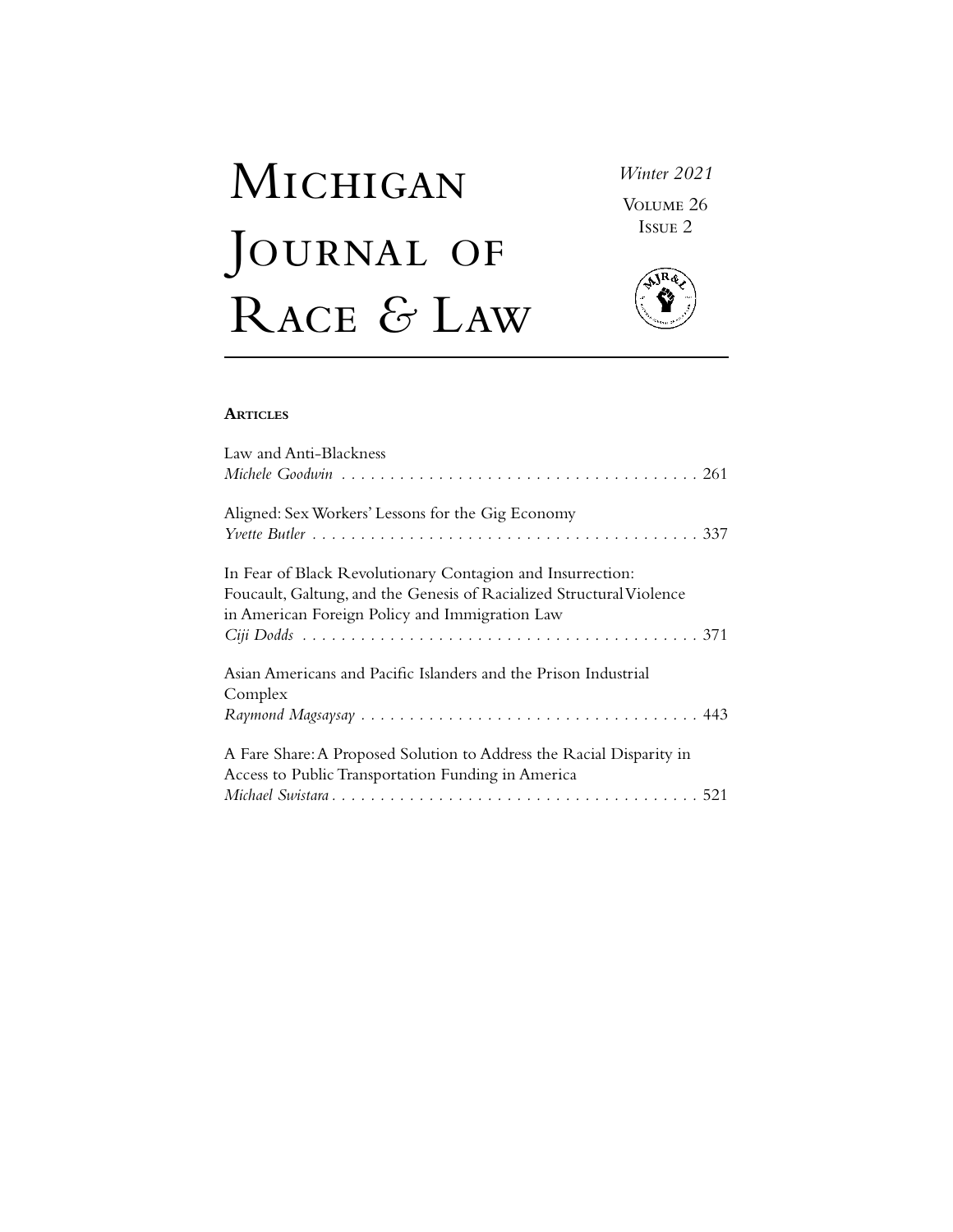# Michigan Journal of Race & Law

*Winter 2021*

Volume 26
Issue 2

## Articles

Law and Anti-Blackness
*Michele Goodwin* . . . . . . . . . . . . . . . . . . . . . . . . . . . . . . . . . . . . 261

Aligned: Sex Workers' Lessons for the Gig Economy
*Yvette Butler* . . . . . . . . . . . . . . . . . . . . . . . . . . . . . . . . . . . . . . . 337

In Fear of Black Revolutionary Contagion and Insurrection: Foucault, Galtung, and the Genesis of Racialized Structural Violence in American Foreign Policy and Immigration Law
*Ciji Dodds* . . . . . . . . . . . . . . . . . . . . . . . . . . . . . . . . . . . . . . . . 371

Asian Americans and Pacific Islanders and the Prison Industrial Complex
*Raymond Magsaysay* . . . . . . . . . . . . . . . . . . . . . . . . . . . . . . . . . . 443

A Fare Share: A Proposed Solution to Address the Racial Disparity in Access to Public Transportation Funding in America
*Michael Swistara* . . . . . . . . . . . . . . . . . . . . . . . . . . . . . . . . . . . . 521